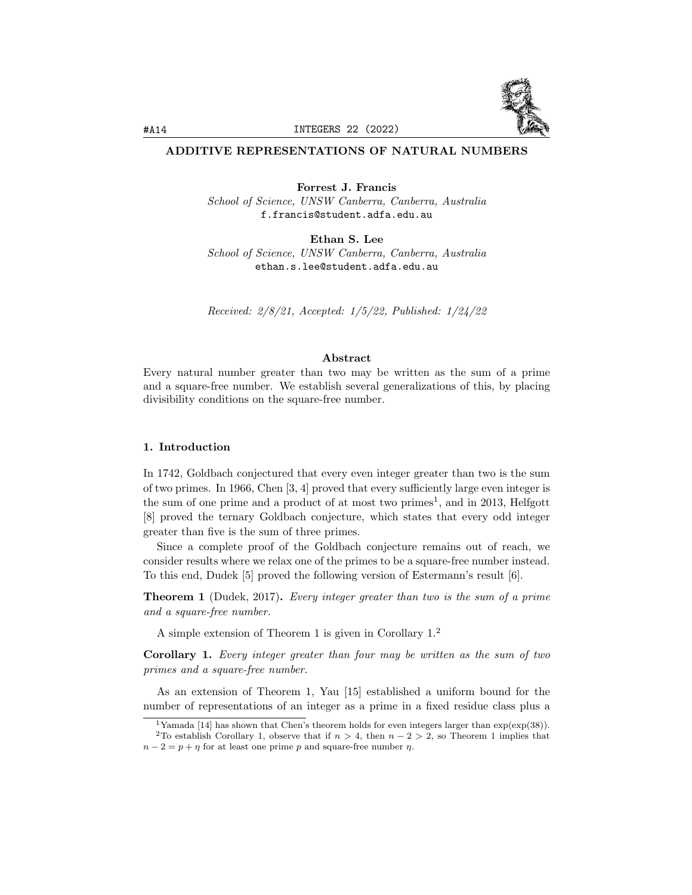# ADDITIVE REPRESENTATIONS OF NATURAL NUMBERS

**Forrest J. Francis**
*School of Science, UNSW Canberra, Canberra, Australia*
f.francis@student.adfa.edu.au

**Ethan S. Lee**
*School of Science, UNSW Canberra, Canberra, Australia*
ethan.s.lee@student.adfa.edu.au

*Received: 2/8/21, Accepted: 1/5/22, Published: 1/24/22*

## Abstract

Every natural number greater than two may be written as the sum of a prime and a square-free number. We establish several generalizations of this, by placing divisibility conditions on the square-free number.

## 1. Introduction

In 1742, Goldbach conjectured that every even integer greater than two is the sum of two primes. In 1966, Chen [3, 4] proved that every sufficiently large even integer is the sum of one prime and a product of at most two primes[1], and in 2013, Helfgott [8] proved the ternary Goldbach conjecture, which states that every odd integer greater than five is the sum of three primes.

Since a complete proof of the Goldbach conjecture remains out of reach, we consider results where we relax one of the primes to be a square-free number instead. To this end, Dudek [5] proved the following version of Estermann's result [6].

**Theorem 1** (Dudek, 2017)**.** *Every integer greater than two is the sum of a prime and a square-free number.*

A simple extension of Theorem 1 is given in Corollary 1.[2]

**Corollary 1.** *Every integer greater than four may be written as the sum of two primes and a square-free number.*

As an extension of Theorem 1, Yau [15] established a uniform bound for the number of representations of an integer as a prime in a fixed residue class plus a

[1] Yamada [14] has shown that Chen's theorem holds for even integers larger than $\exp(\exp(38))$.

[2] To establish Corollary 1, observe that if $n > 4$, then $n - 2 > 2$, so Theorem 1 implies that $n - 2 = p + \eta$ for at least one prime $p$ and square-free number $\eta$.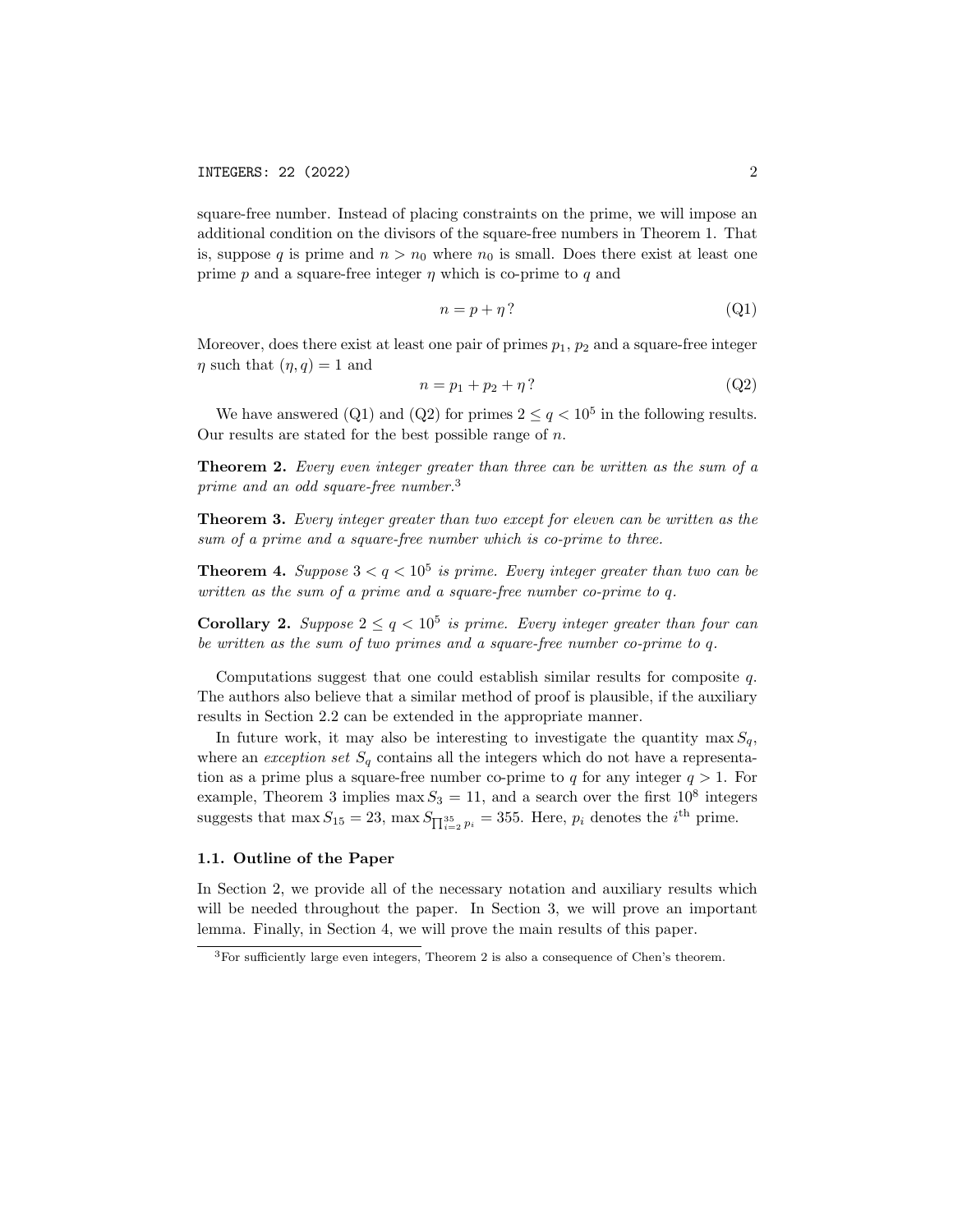square-free number. Instead of placing constraints on the prime, we will impose an additional condition on the divisors of the square-free numbers in Theorem 1. That is, suppose $q$ is prime and $n > n_0$ where $n_0$ is small. Does there exist at least one prime $p$ and a square-free integer $\eta$ which is co-prime to $q$ and

$$n = p + \eta\,? \tag{Q1}$$

Moreover, does there exist at least one pair of primes $p_1$, $p_2$ and a square-free integer $\eta$ such that $(\eta, q) = 1$ and

$$n = p_1 + p_2 + \eta\,? \tag{Q2}$$

We have answered (Q1) and (Q2) for primes $2 \leq q < 10^5$ in the following results. Our results are stated for the best possible range of $n$.

**Theorem 2.** *Every even integer greater than three can be written as the sum of a prime and an odd square-free number.*[3]

**Theorem 3.** *Every integer greater than two except for eleven can be written as the sum of a prime and a square-free number which is co-prime to three.*

**Theorem 4.** *Suppose $3 < q < 10^5$ is prime. Every integer greater than two can be written as the sum of a prime and a square-free number co-prime to $q$.*

**Corollary 2.** *Suppose $2 \leq q < 10^5$ is prime. Every integer greater than four can be written as the sum of two primes and a square-free number co-prime to $q$.*

Computations suggest that one could establish similar results for composite $q$. The authors also believe that a similar method of proof is plausible, if the auxiliary results in Section 2.2 can be extended in the appropriate manner.

In future work, it may also be interesting to investigate the quantity $\max S_q$, where an *exception set* $S_q$ contains all the integers which do not have a representation as a prime plus a square-free number co-prime to $q$ for any integer $q > 1$. For example, Theorem 3 implies $\max S_3 = 11$, and a search over the first $10^8$ integers suggests that $\max S_{15} = 23$, $\max S_{\prod_{i=2}^{35} p_i} = 355$. Here, $p_i$ denotes the $i^{\text{th}}$ prime.

### 1.1. Outline of the Paper

In Section 2, we provide all of the necessary notation and auxiliary results which will be needed throughout the paper. In Section 3, we will prove an important lemma. Finally, in Section 4, we will prove the main results of this paper.

---

[3] For sufficiently large even integers, Theorem 2 is also a consequence of Chen's theorem.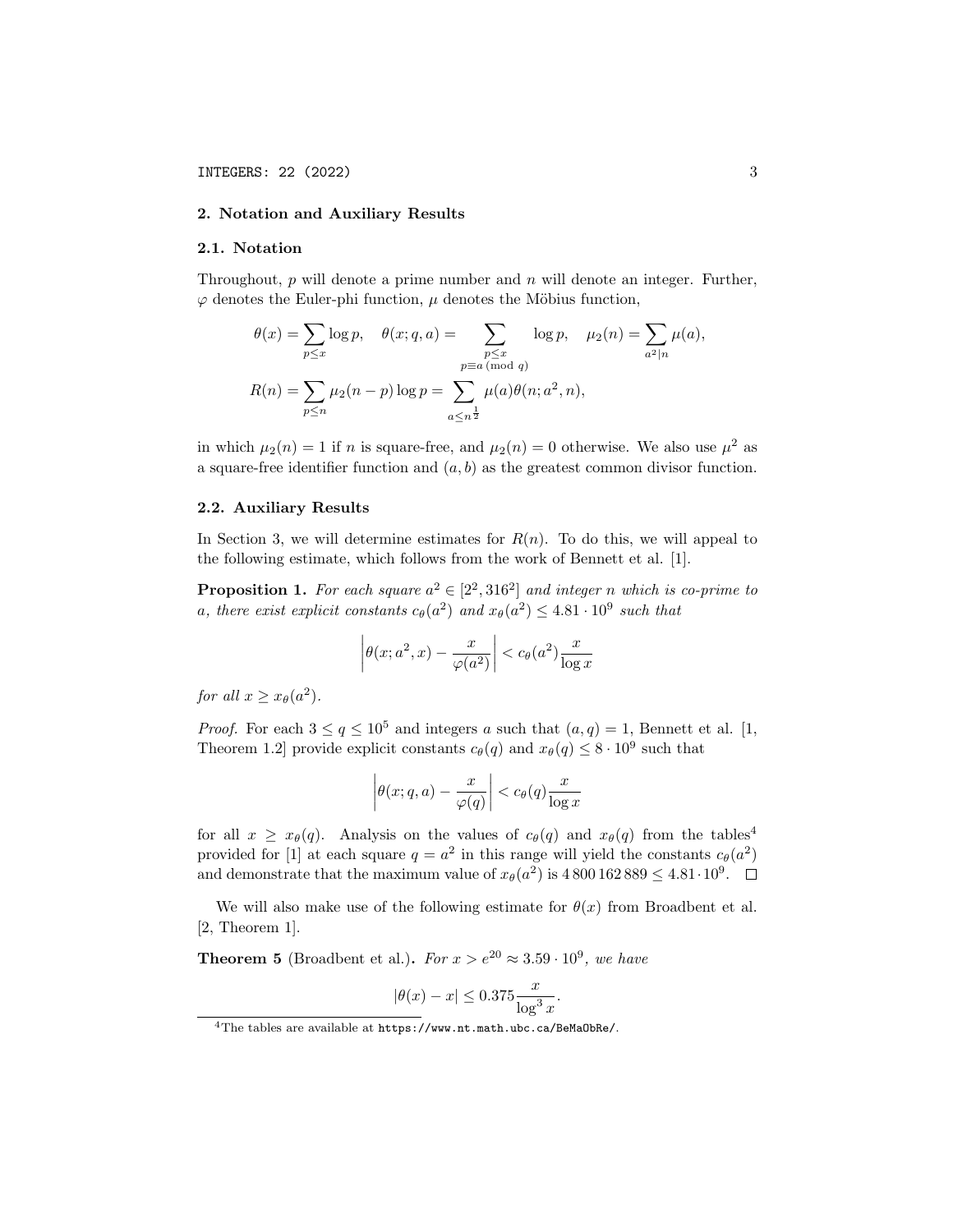## 2. Notation and Auxiliary Results

### 2.1. Notation

Throughout, $p$ will denote a prime number and $n$ will denote an integer. Further, $\varphi$ denotes the Euler-phi function, $\mu$ denotes the Möbius function,

$$\theta(x) = \sum_{p \le x} \log p, \quad \theta(x; q, a) = \sum_{\substack{p \le x \\ p \equiv a \ (\mathrm{mod}\ q)}} \log p, \quad \mu_2(n) = \sum_{a^2 | n} \mu(a),$$

$$R(n) = \sum_{p \le n} \mu_2(n-p) \log p = \sum_{a \le n^{\frac{1}{2}}} \mu(a) \theta(n; a^2, n),$$

in which $\mu_2(n) = 1$ if $n$ is square-free, and $\mu_2(n) = 0$ otherwise. We also use $\mu^2$ as a square-free identifier function and $(a, b)$ as the greatest common divisor function.

### 2.2. Auxiliary Results

In Section 3, we will determine estimates for $R(n)$. To do this, we will appeal to the following estimate, which follows from the work of Bennett et al. [1].

**Proposition 1.** *For each square $a^2 \in [2^2, 316^2]$ and integer $n$ which is co-prime to $a$, there exist explicit constants $c_\theta(a^2)$ and $x_\theta(a^2) \le 4.81 \cdot 10^9$ such that*

$$\left| \theta(x; a^2, x) - \frac{x}{\varphi(a^2)} \right| < c_\theta(a^2) \frac{x}{\log x}$$

*for all $x \ge x_\theta(a^2)$.*

*Proof.* For each $3 \le q \le 10^5$ and integers $a$ such that $(a, q) = 1$, Bennett et al. [1, Theorem 1.2] provide explicit constants $c_\theta(q)$ and $x_\theta(q) \le 8 \cdot 10^9$ such that

$$\left| \theta(x; q, a) - \frac{x}{\varphi(q)} \right| < c_\theta(q) \frac{x}{\log x}$$

for all $x \ge x_\theta(q)$. Analysis on the values of $c_\theta(q)$ and $x_\theta(q)$ from the tables[4] provided for [1] at each square $q = a^2$ in this range will yield the constants $c_\theta(a^2)$ and demonstrate that the maximum value of $x_\theta(a^2)$ is $4\,800\,162\,889 \le 4.81 \cdot 10^9$. $\square$

We will also make use of the following estimate for $\theta(x)$ from Broadbent et al. [2, Theorem 1].

**Theorem 5** (Broadbent et al.)**.** *For $x > e^{20} \approx 3.59 \cdot 10^9$, we have*

$$|\theta(x) - x| \le 0.375 \frac{x}{\log^3 x}.$$

[4] The tables are available at `https://www.nt.math.ubc.ca/BeMaObRe/`.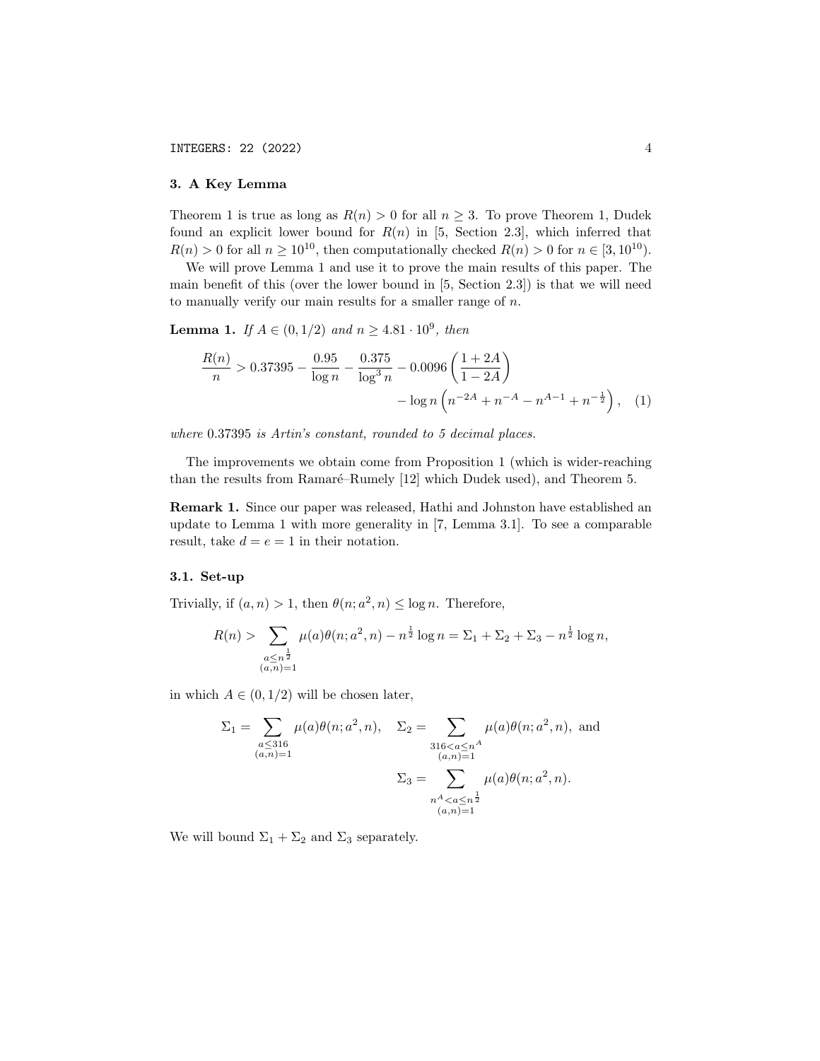## 3. A Key Lemma

Theorem 1 is true as long as $R(n) > 0$ for all $n \geq 3$. To prove Theorem 1, Dudek found an explicit lower bound for $R(n)$ in [5, Section 2.3], which inferred that $R(n) > 0$ for all $n \geq 10^{10}$, then computationally checked $R(n) > 0$ for $n \in [3, 10^{10})$.

We will prove Lemma 1 and use it to prove the main results of this paper. The main benefit of this (over the lower bound in [5, Section 2.3]) is that we will need to manually verify our main results for a smaller range of $n$.

**Lemma 1.** *If $A \in (0, 1/2)$ and $n \geq 4.81 \cdot 10^9$, then*

$$\frac{R(n)}{n} > 0.37395 - \frac{0.95}{\log n} - \frac{0.375}{\log^3 n} - 0.0096 \left( \frac{1+2A}{1-2A} \right) - \log n \left( n^{-2A} + n^{-A} - n^{A-1} + n^{-\frac{1}{2}} \right), \quad (1)$$

*where* $0.37395$ *is Artin's constant, rounded to 5 decimal places.*

The improvements we obtain come from Proposition 1 (which is wider-reaching than the results from Ramaré–Rumely [12] which Dudek used), and Theorem 5.

**Remark 1.** Since our paper was released, Hathi and Johnston have established an update to Lemma 1 with more generality in [7, Lemma 3.1]. To see a comparable result, take $d = e = 1$ in their notation.

### 3.1. Set-up

Trivially, if $(a, n) > 1$, then $\theta(n; a^2, n) \leq \log n$. Therefore,

$$R(n) > \sum_{\substack{a \leq n^{\frac{1}{2}} \\ (a,n)=1}} \mu(a) \theta(n; a^2, n) - n^{\frac{1}{2}} \log n = \Sigma_1 + \Sigma_2 + \Sigma_3 - n^{\frac{1}{2}} \log n,$$

in which $A \in (0, 1/2)$ will be chosen later,

$$\Sigma_1 = \sum_{\substack{a \leq 316 \\ (a,n)=1}} \mu(a) \theta(n; a^2, n), \quad \Sigma_2 = \sum_{\substack{316 < a \leq n^A \\ (a,n)=1}} \mu(a) \theta(n; a^2, n), \text{ and}$$

$$\Sigma_3 = \sum_{\substack{n^A < a \leq n^{\frac{1}{2}} \\ (a,n)=1}} \mu(a) \theta(n; a^2, n).$$

We will bound $\Sigma_1 + \Sigma_2$ and $\Sigma_3$ separately.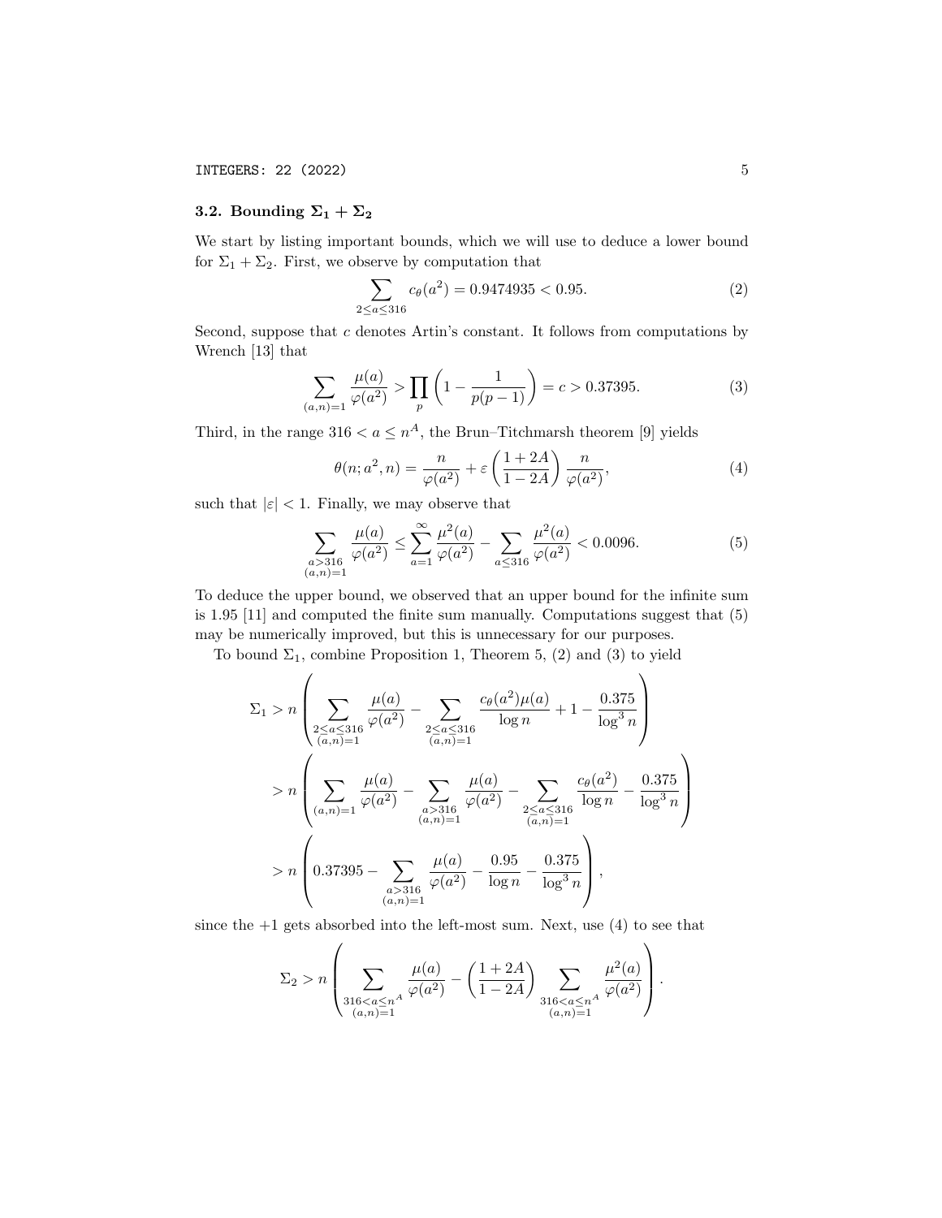### 3.2. Bounding $\Sigma_1 + \Sigma_2$

We start by listing important bounds, which we will use to deduce a lower bound for $\Sigma_1 + \Sigma_2$. First, we observe by computation that

$$\sum_{2 \le a \le 316} c_\theta(a^2) = 0.9474935 < 0.95. \tag{2}$$

Second, suppose that $c$ denotes Artin's constant. It follows from computations by Wrench [13] that

$$\sum_{(a,n)=1} \frac{\mu(a)}{\varphi(a^2)} > \prod_p \left(1 - \frac{1}{p(p-1)}\right) = c > 0.37395. \tag{3}$$

Third, in the range $316 < a \le n^A$, the Brun–Titchmarsh theorem [9] yields

$$\theta(n; a^2, n) = \frac{n}{\varphi(a^2)} + \varepsilon \left(\frac{1+2A}{1-2A}\right) \frac{n}{\varphi(a^2)}, \tag{4}$$

such that $|\varepsilon| < 1$. Finally, we may observe that

$$\sum_{\substack{a > 316 \\ (a,n)=1}} \frac{\mu(a)}{\varphi(a^2)} \le \sum_{a=1}^{\infty} \frac{\mu^2(a)}{\varphi(a^2)} - \sum_{a \le 316} \frac{\mu^2(a)}{\varphi(a^2)} < 0.0096. \tag{5}$$

To deduce the upper bound, we observed that an upper bound for the infinite sum is 1.95 [11] and computed the finite sum manually. Computations suggest that (5) may be numerically improved, but this is unnecessary for our purposes.

To bound $\Sigma_1$, combine Proposition 1, Theorem 5, (2) and (3) to yield

$$\begin{aligned}
\Sigma_1 &> n \left( \sum_{\substack{2 \le a \le 316 \\ (a,n)=1}} \frac{\mu(a)}{\varphi(a^2)} - \sum_{\substack{2 \le a \le 316 \\ (a,n)=1}} \frac{c_\theta(a^2)\mu(a)}{\log n} + 1 - \frac{0.375}{\log^3 n} \right) \\
&> n \left( \sum_{(a,n)=1} \frac{\mu(a)}{\varphi(a^2)} - \sum_{\substack{a > 316 \\ (a,n)=1}} \frac{\mu(a)}{\varphi(a^2)} - \sum_{\substack{2 \le a \le 316 \\ (a,n)=1}} \frac{c_\theta(a^2)}{\log n} - \frac{0.375}{\log^3 n} \right) \\
&> n \left( 0.37395 - \sum_{\substack{a > 316 \\ (a,n)=1}} \frac{\mu(a)}{\varphi(a^2)} - \frac{0.95}{\log n} - \frac{0.375}{\log^3 n} \right),
\end{aligned}$$

since the $+1$ gets absorbed into the left-most sum. Next, use (4) to see that

$$\Sigma_2 > n \left( \sum_{\substack{316 < a \le n^A \\ (a,n)=1}} \frac{\mu(a)}{\varphi(a^2)} - \left(\frac{1+2A}{1-2A}\right) \sum_{\substack{316 < a \le n^A \\ (a,n)=1}} \frac{\mu^2(a)}{\varphi(a^2)} \right).$$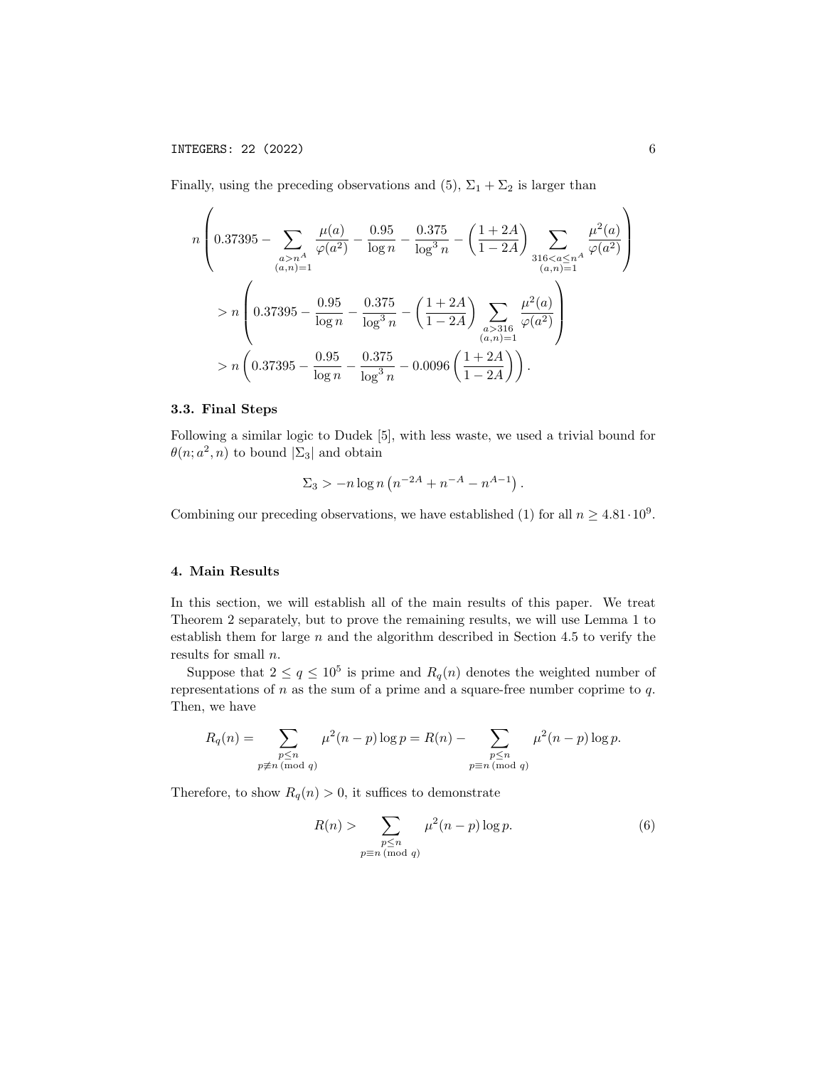Finally, using the preceding observations and (5), $\Sigma_1 + \Sigma_2$ is larger than

$$
n\left(0.37395 - \sum_{\substack{a > n^A \\ (a,n)=1}} \frac{\mu(a)}{\varphi(a^2)} - \frac{0.95}{\log n} - \frac{0.375}{\log^3 n} - \left(\frac{1+2A}{1-2A}\right) \sum_{\substack{316 < a \leq n^A \\ (a,n)=1}} \frac{\mu^2(a)}{\varphi(a^2)}\right)
$$

$$
> n\left(0.37395 - \frac{0.95}{\log n} - \frac{0.375}{\log^3 n} - \left(\frac{1+2A}{1-2A}\right) \sum_{\substack{a > 316 \\ (a,n)=1}} \frac{\mu^2(a)}{\varphi(a^2)}\right)
$$

$$
> n\left(0.37395 - \frac{0.95}{\log n} - \frac{0.375}{\log^3 n} - 0.0096\left(\frac{1+2A}{1-2A}\right)\right).
$$

### 3.3. Final Steps

Following a similar logic to Dudek [5], with less waste, we used a trivial bound for $\theta(n; a^2, n)$ to bound $|\Sigma_3|$ and obtain

$$
\Sigma_3 > -n \log n \left(n^{-2A} + n^{-A} - n^{A-1}\right).
$$

Combining our preceding observations, we have established (1) for all $n \geq 4.81 \cdot 10^9$.

## 4. Main Results

In this section, we will establish all of the main results of this paper. We treat Theorem 2 separately, but to prove the remaining results, we will use Lemma 1 to establish them for large $n$ and the algorithm described in Section 4.5 to verify the results for small $n$.

Suppose that $2 \leq q \leq 10^5$ is prime and $R_q(n)$ denotes the weighted number of representations of $n$ as the sum of a prime and a square-free number coprime to $q$. Then, we have

$$
R_q(n) = \sum_{\substack{p \leq n \\ p \not\equiv n \ (\mathrm{mod}\ q)}} \mu^2(n-p) \log p = R(n) - \sum_{\substack{p \leq n \\ p \equiv n \ (\mathrm{mod}\ q)}} \mu^2(n-p) \log p.
$$

Therefore, to show $R_q(n) > 0$, it suffices to demonstrate

$$
R(n) > \sum_{\substack{p \leq n \\ p \equiv n \ (\mathrm{mod}\ q)}} \mu^2(n-p) \log p. \tag{6}
$$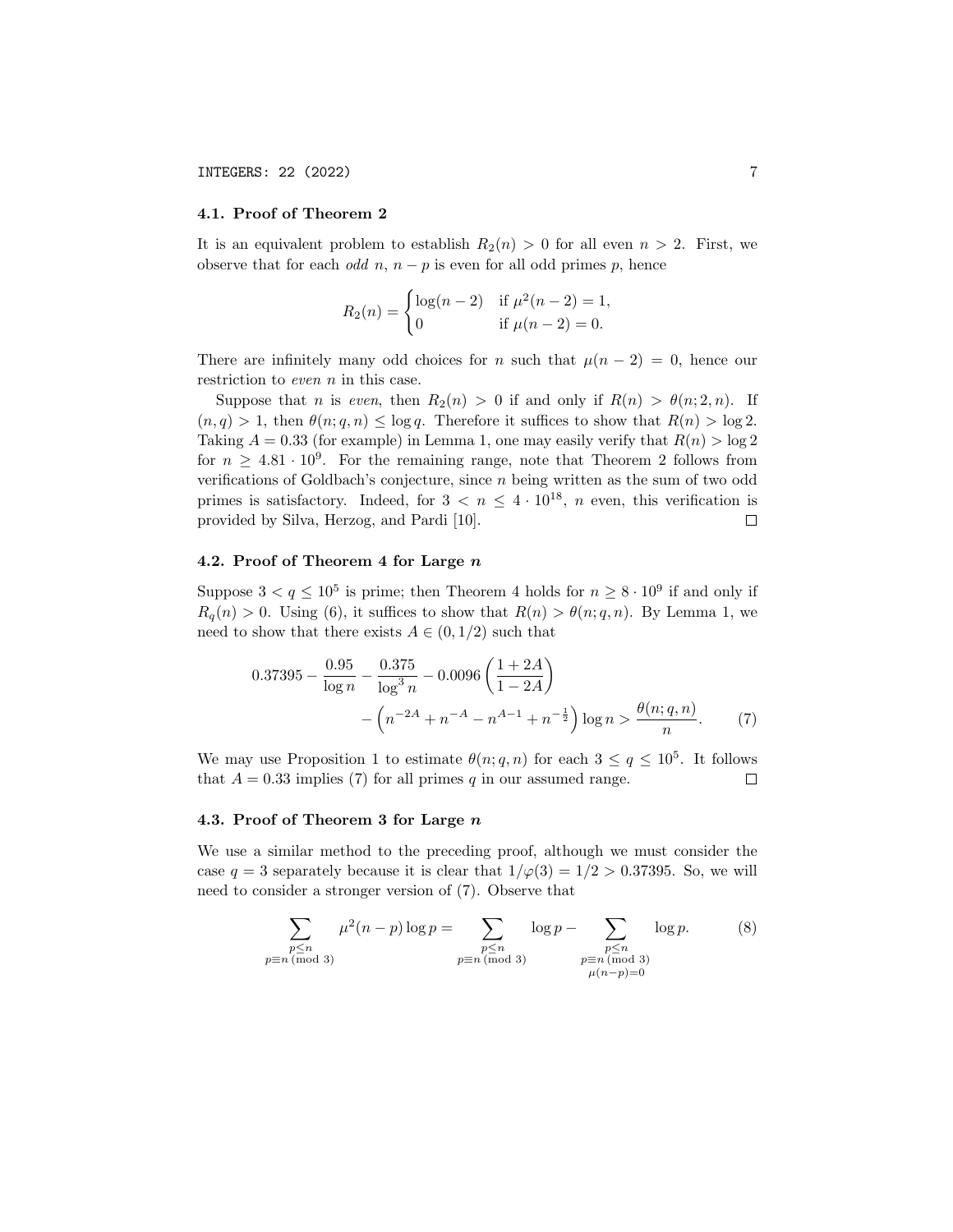### 4.1. Proof of Theorem 2

It is an equivalent problem to establish $R_2(n) > 0$ for all even $n > 2$. First, we observe that for each *odd* $n$, $n - p$ is even for all odd primes $p$, hence

$$R_2(n) = \begin{cases} \log(n-2) & \text{if } \mu^2(n-2) = 1, \\ 0 & \text{if } \mu(n-2) = 0. \end{cases}$$

There are infinitely many odd choices for $n$ such that $\mu(n-2) = 0$, hence our restriction to *even* $n$ in this case.

Suppose that $n$ is *even*, then $R_2(n) > 0$ if and only if $R(n) > \theta(n; 2, n)$. If $(n, q) > 1$, then $\theta(n; q, n) \leq \log q$. Therefore it suffices to show that $R(n) > \log 2$. Taking $A = 0.33$ (for example) in Lemma 1, one may easily verify that $R(n) > \log 2$ for $n \geq 4.81 \cdot 10^9$. For the remaining range, note that Theorem 2 follows from verifications of Goldbach's conjecture, since $n$ being written as the sum of two odd primes is satisfactory. Indeed, for $3 < n \leq 4 \cdot 10^{18}$, $n$ even, this verification is provided by Silva, Herzog, and Pardi [10]. $\square$

### 4.2. Proof of Theorem 4 for Large $n$

Suppose $3 < q \leq 10^5$ is prime; then Theorem 4 holds for $n \geq 8 \cdot 10^9$ if and only if $R_q(n) > 0$. Using (6), it suffices to show that $R(n) > \theta(n; q, n)$. By Lemma 1, we need to show that there exists $A \in (0, 1/2)$ such that

$$0.37395 - \frac{0.95}{\log n} - \frac{0.375}{\log^3 n} - 0.0096\left(\frac{1+2A}{1-2A}\right) - \left(n^{-2A} + n^{-A} - n^{A-1} + n^{-\frac{1}{2}}\right)\log n > \frac{\theta(n; q, n)}{n}. \tag{7}$$

We may use Proposition 1 to estimate $\theta(n; q, n)$ for each $3 \leq q \leq 10^5$. It follows that $A = 0.33$ implies (7) for all primes $q$ in our assumed range. $\square$

### 4.3. Proof of Theorem 3 for Large $n$

We use a similar method to the preceding proof, although we must consider the case $q = 3$ separately because it is clear that $1/\varphi(3) = 1/2 > 0.37395$. So, we will need to consider a stronger version of (7). Observe that

$$\sum_{\substack{p \leq n \\ p \equiv n \ (\mathrm{mod}\ 3)}} \mu^2(n-p)\log p = \sum_{\substack{p \leq n \\ p \equiv n \ (\mathrm{mod}\ 3)}} \log p - \sum_{\substack{p \leq n \\ p \equiv n \ (\mathrm{mod}\ 3) \\ \mu(n-p) = 0}} \log p. \tag{8}$$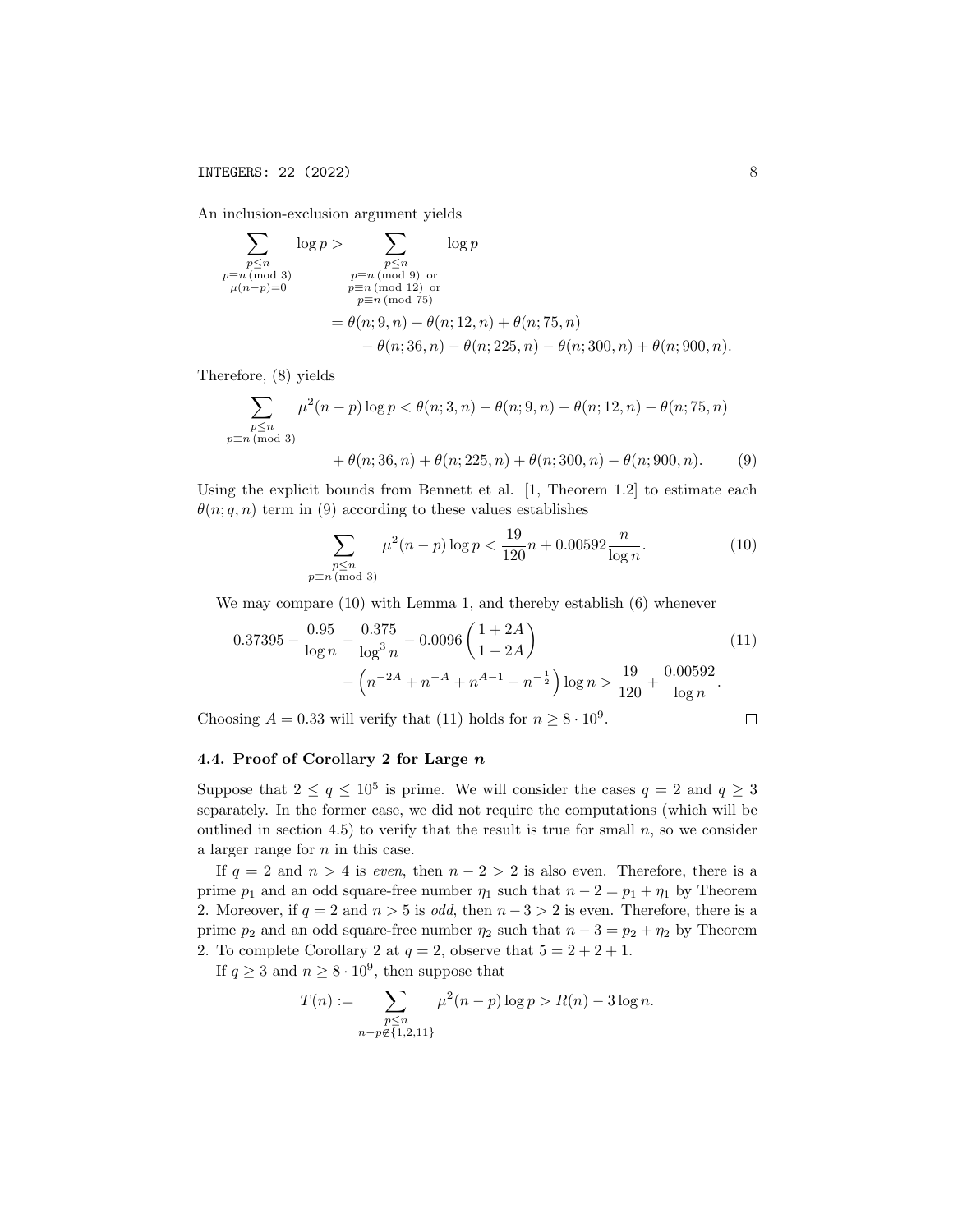An inclusion-exclusion argument yields

$$\sum_{\substack{p\le n\\ p\equiv n\,(\mathrm{mod}\ 3)\\ \mu(n-p)=0}} \log p > \sum_{\substack{p\le n\\ p\equiv n\,(\mathrm{mod}\ 9)\ \text{or}\\ p\equiv n\,(\mathrm{mod}\ 12)\ \text{or}\\ p\equiv n\,(\mathrm{mod}\ 75)}} \log p$$

$$= \theta(n;9,n)+\theta(n;12,n)+\theta(n;75,n) - \theta(n;36,n)-\theta(n;225,n)-\theta(n;300,n)+\theta(n;900,n).$$

Therefore, (8) yields

$$\sum_{\substack{p\le n\\ p\equiv n\,(\mathrm{mod}\ 3)}} \mu^2(n-p)\log p < \theta(n;3,n)-\theta(n;9,n)-\theta(n;12,n)-\theta(n;75,n) + \theta(n;36,n)+\theta(n;225,n)+\theta(n;300,n)-\theta(n;900,n). \tag{9}$$

Using the explicit bounds from Bennett et al. [1, Theorem 1.2] to estimate each $\theta(n;q,n)$ term in (9) according to these values establishes

$$\sum_{\substack{p\le n\\ p\equiv n\,(\mathrm{mod}\ 3)}} \mu^2(n-p)\log p < \frac{19}{120}n + 0.00592\frac{n}{\log n}. \tag{10}$$

We may compare (10) with Lemma 1, and thereby establish (6) whenever

$$0.37395 - \frac{0.95}{\log n} - \frac{0.375}{\log^3 n} - 0.0096\left(\frac{1+2A}{1-2A}\right) - \left(n^{-2A}+n^{-A}+n^{A-1}-n^{-\frac{1}{2}}\right)\log n > \frac{19}{120} + \frac{0.00592}{\log n}. \tag{11}$$

Choosing $A = 0.33$ will verify that (11) holds for $n \ge 8\cdot 10^9$. □

### 4.4. Proof of Corollary 2 for Large $n$

Suppose that $2 \le q \le 10^5$ is prime. We will consider the cases $q = 2$ and $q \ge 3$ separately. In the former case, we did not require the computations (which will be outlined in section 4.5) to verify that the result is true for small $n$, so we consider a larger range for $n$ in this case.

If $q = 2$ and $n > 4$ is *even*, then $n - 2 > 2$ is also even. Therefore, there is a prime $p_1$ and an odd square-free number $\eta_1$ such that $n - 2 = p_1 + \eta_1$ by Theorem 2. Moreover, if $q = 2$ and $n > 5$ is *odd*, then $n - 3 > 2$ is even. Therefore, there is a prime $p_2$ and an odd square-free number $\eta_2$ such that $n - 3 = p_2 + \eta_2$ by Theorem 2. To complete Corollary 2 at $q = 2$, observe that $5 = 2 + 2 + 1$.

If $q \ge 3$ and $n \ge 8\cdot 10^9$, then suppose that

$$T(n) := \sum_{\substack{p\le n\\ n-p\notin\{1,2,11\}}} \mu^2(n-p)\log p > R(n) - 3\log n.$$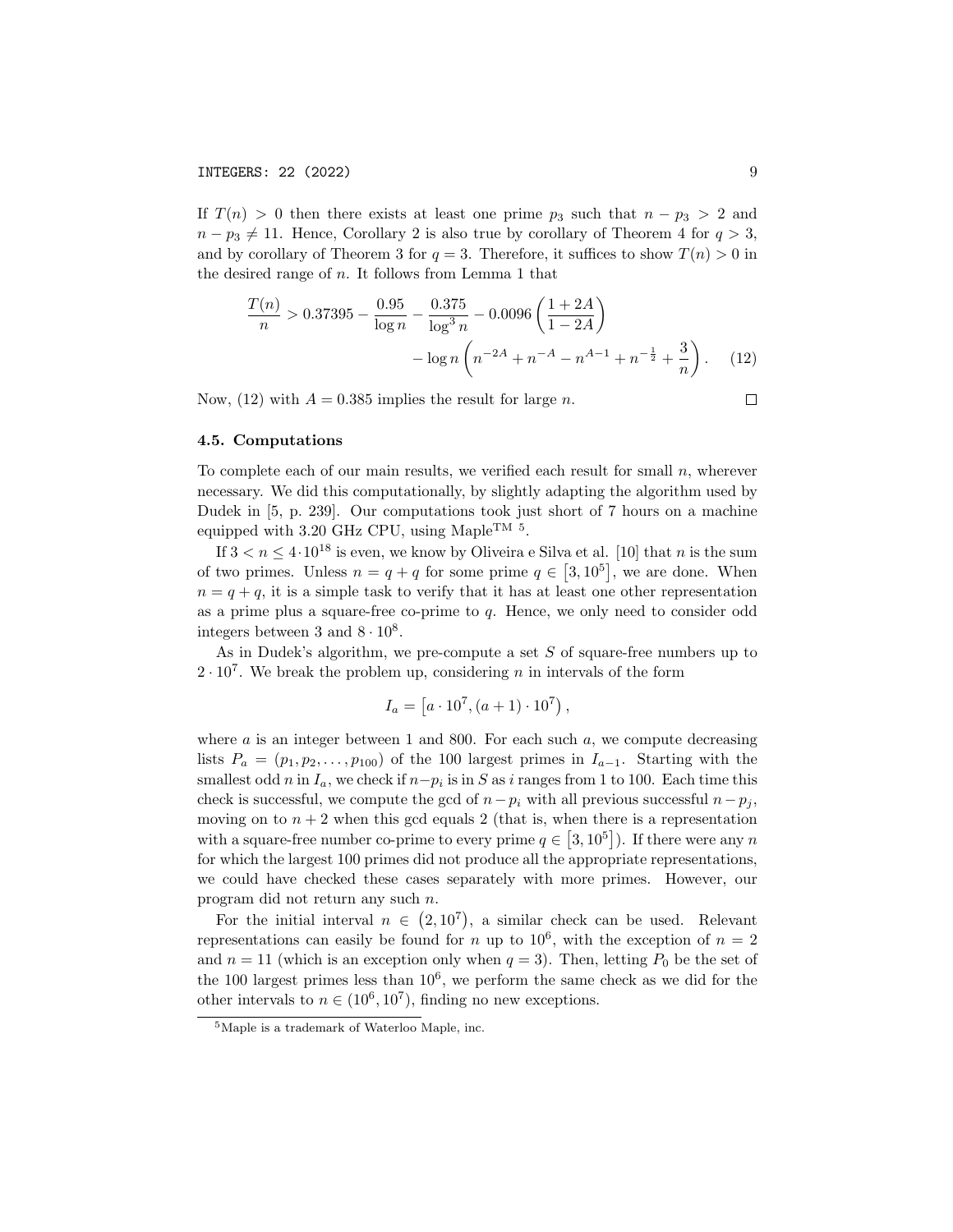If $T(n) > 0$ then there exists at least one prime $p_3$ such that $n - p_3 > 2$ and $n - p_3 \neq 11$. Hence, Corollary 2 is also true by corollary of Theorem 4 for $q > 3$, and by corollary of Theorem 3 for $q = 3$. Therefore, it suffices to show $T(n) > 0$ in the desired range of $n$. It follows from Lemma 1 that

$$\frac{T(n)}{n} > 0.37395 - \frac{0.95}{\log n} - \frac{0.375}{\log^3 n} - 0.0096\left(\frac{1+2A}{1-2A}\right) - \log n\left(n^{-2A} + n^{-A} - n^{A-1} + n^{-\frac{1}{2}} + \frac{3}{n}\right). \quad (12)$$

Now, (12) with $A = 0.385$ implies the result for large $n$. □

### 4.5. Computations

To complete each of our main results, we verified each result for small $n$, wherever necessary. We did this computationally, by slightly adapting the algorithm used by Dudek in [5, p. 239]. Our computations took just short of 7 hours on a machine equipped with 3.20 GHz CPU, using Maple™ [5].

If $3 < n \leq 4 \cdot 10^{18}$ is even, we know by Oliveira e Silva et al. [10] that $n$ is the sum of two primes. Unless $n = q + q$ for some prime $q \in [3, 10^5]$, we are done. When $n = q + q$, it is a simple task to verify that it has at least one other representation as a prime plus a square-free co-prime to $q$. Hence, we only need to consider odd integers between 3 and $8 \cdot 10^8$.

As in Dudek's algorithm, we pre-compute a set $S$ of square-free numbers up to $2 \cdot 10^7$. We break the problem up, considering $n$ in intervals of the form

$$I_a = \left[a \cdot 10^7, (a+1) \cdot 10^7\right),$$

where $a$ is an integer between 1 and 800. For each such $a$, we compute decreasing lists $P_a = (p_1, p_2, \ldots, p_{100})$ of the 100 largest primes in $I_{a-1}$. Starting with the smallest odd $n$ in $I_a$, we check if $n - p_i$ is in $S$ as $i$ ranges from 1 to 100. Each time this check is successful, we compute the gcd of $n - p_i$ with all previous successful $n - p_j$, moving on to $n + 2$ when this gcd equals 2 (that is, when there is a representation with a square-free number co-prime to every prime $q \in [3, 10^5]$). If there were any $n$ for which the largest 100 primes did not produce all the appropriate representations, we could have checked these cases separately with more primes. However, our program did not return any such $n$.

For the initial interval $n \in (2, 10^7)$, a similar check can be used. Relevant representations can easily be found for $n$ up to $10^6$, with the exception of $n = 2$ and $n = 11$ (which is an exception only when $q = 3$). Then, letting $P_0$ be the set of the 100 largest primes less than $10^6$, we perform the same check as we did for the other intervals to $n \in (10^6, 10^7)$, finding no new exceptions.

[5] Maple is a trademark of Waterloo Maple, inc.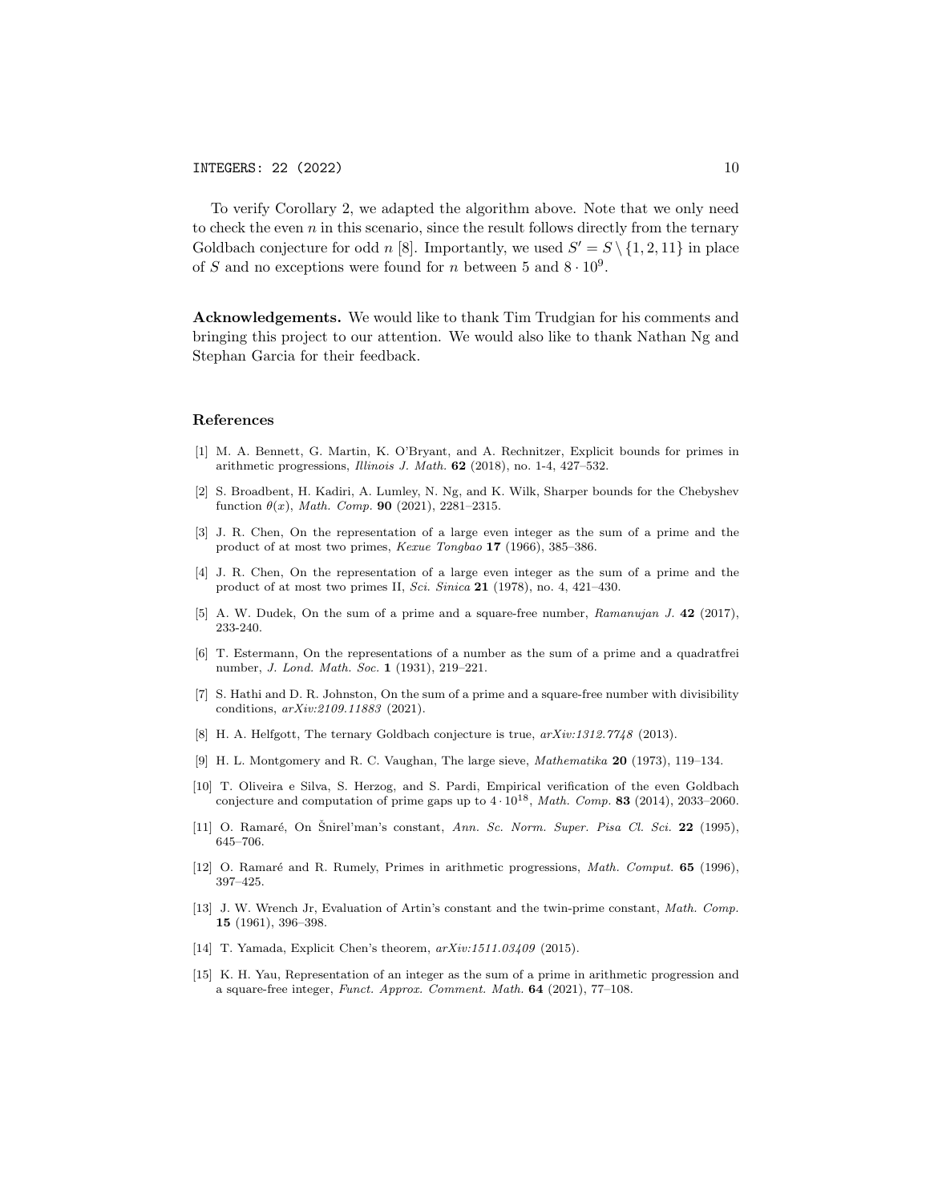To verify Corollary 2, we adapted the algorithm above. Note that we only need to check the even $n$ in this scenario, since the result follows directly from the ternary Goldbach conjecture for odd $n$ [8]. Importantly, we used $S' = S \setminus \{1, 2, 11\}$ in place of $S$ and no exceptions were found for $n$ between 5 and $8 \cdot 10^9$.

**Acknowledgements.** We would like to thank Tim Trudgian for his comments and bringing this project to our attention. We would also like to thank Nathan Ng and Stephan Garcia for their feedback.

## References

[1] M. A. Bennett, G. Martin, K. O'Bryant, and A. Rechnitzer, Explicit bounds for primes in arithmetic progressions, *Illinois J. Math.* **62** (2018), no. 1-4, 427–532.

[2] S. Broadbent, H. Kadiri, A. Lumley, N. Ng, and K. Wilk, Sharper bounds for the Chebyshev function $\theta(x)$, *Math. Comp.* **90** (2021), 2281–2315.

[3] J. R. Chen, On the representation of a large even integer as the sum of a prime and the product of at most two primes, *Kexue Tongbao* **17** (1966), 385–386.

[4] J. R. Chen, On the representation of a large even integer as the sum of a prime and the product of at most two primes II, *Sci. Sinica* **21** (1978), no. 4, 421–430.

[5] A. W. Dudek, On the sum of a prime and a square-free number, *Ramanujan J.* **42** (2017), 233-240.

[6] T. Estermann, On the representations of a number as the sum of a prime and a quadratfrei number, *J. Lond. Math. Soc.* **1** (1931), 219–221.

[7] S. Hathi and D. R. Johnston, On the sum of a prime and a square-free number with divisibility conditions, *arXiv:2109.11883* (2021).

[8] H. A. Helfgott, The ternary Goldbach conjecture is true, *arXiv:1312.7748* (2013).

[9] H. L. Montgomery and R. C. Vaughan, The large sieve, *Mathematika* **20** (1973), 119–134.

[10] T. Oliveira e Silva, S. Herzog, and S. Pardi, Empirical verification of the even Goldbach conjecture and computation of prime gaps up to $4 \cdot 10^{18}$, *Math. Comp.* **83** (2014), 2033–2060.

[11] O. Ramaré, On Šnirel'man's constant, *Ann. Sc. Norm. Super. Pisa Cl. Sci.* **22** (1995), 645–706.

[12] O. Ramaré and R. Rumely, Primes in arithmetic progressions, *Math. Comput.* **65** (1996), 397–425.

[13] J. W. Wrench Jr, Evaluation of Artin's constant and the twin-prime constant, *Math. Comp.* **15** (1961), 396–398.

[14] T. Yamada, Explicit Chen's theorem, *arXiv:1511.03409* (2015).

[15] K. H. Yau, Representation of an integer as the sum of a prime in arithmetic progression and a square-free integer, *Funct. Approx. Comment. Math.* **64** (2021), 77–108.